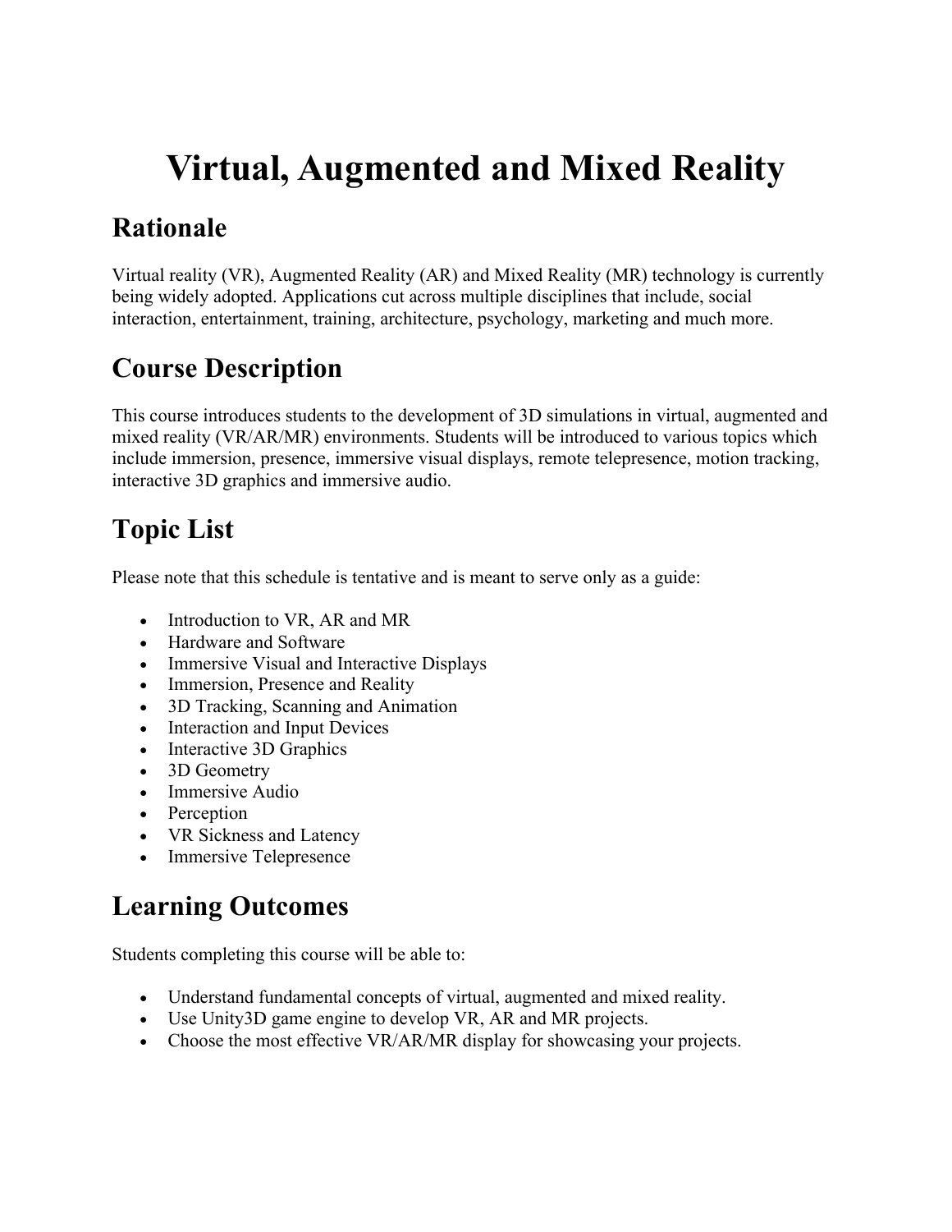# Virtual, Augmented and Mixed Reality

## Rationale

Virtual reality (VR), Augmented Reality (AR) and Mixed Reality (MR) technology is currently being widely adopted. Applications cut across multiple disciplines that include, social interaction, entertainment, training, architecture, psychology, marketing and much more.

## Course Description

This course introduces students to the development of 3D simulations in virtual, augmented and mixed reality (VR/AR/MR) environments. Students will be introduced to various topics which include immersion, presence, immersive visual displays, remote telepresence, motion tracking, interactive 3D graphics and immersive audio.

## Topic List

Please note that this schedule is tentative and is meant to serve only as a guide:

- Introduction to VR, AR and MR
- Hardware and Software
- Immersive Visual and Interactive Displays
- Immersion, Presence and Reality
- 3D Tracking, Scanning and Animation
- Interaction and Input Devices
- Interactive 3D Graphics
- 3D Geometry
- Immersive Audio
- Perception
- VR Sickness and Latency
- Immersive Telepresence

## Learning Outcomes

Students completing this course will be able to:

- Understand fundamental concepts of virtual, augmented and mixed reality.
- Use Unity3D game engine to develop VR, AR and MR projects.
- Choose the most effective VR/AR/MR display for showcasing your projects.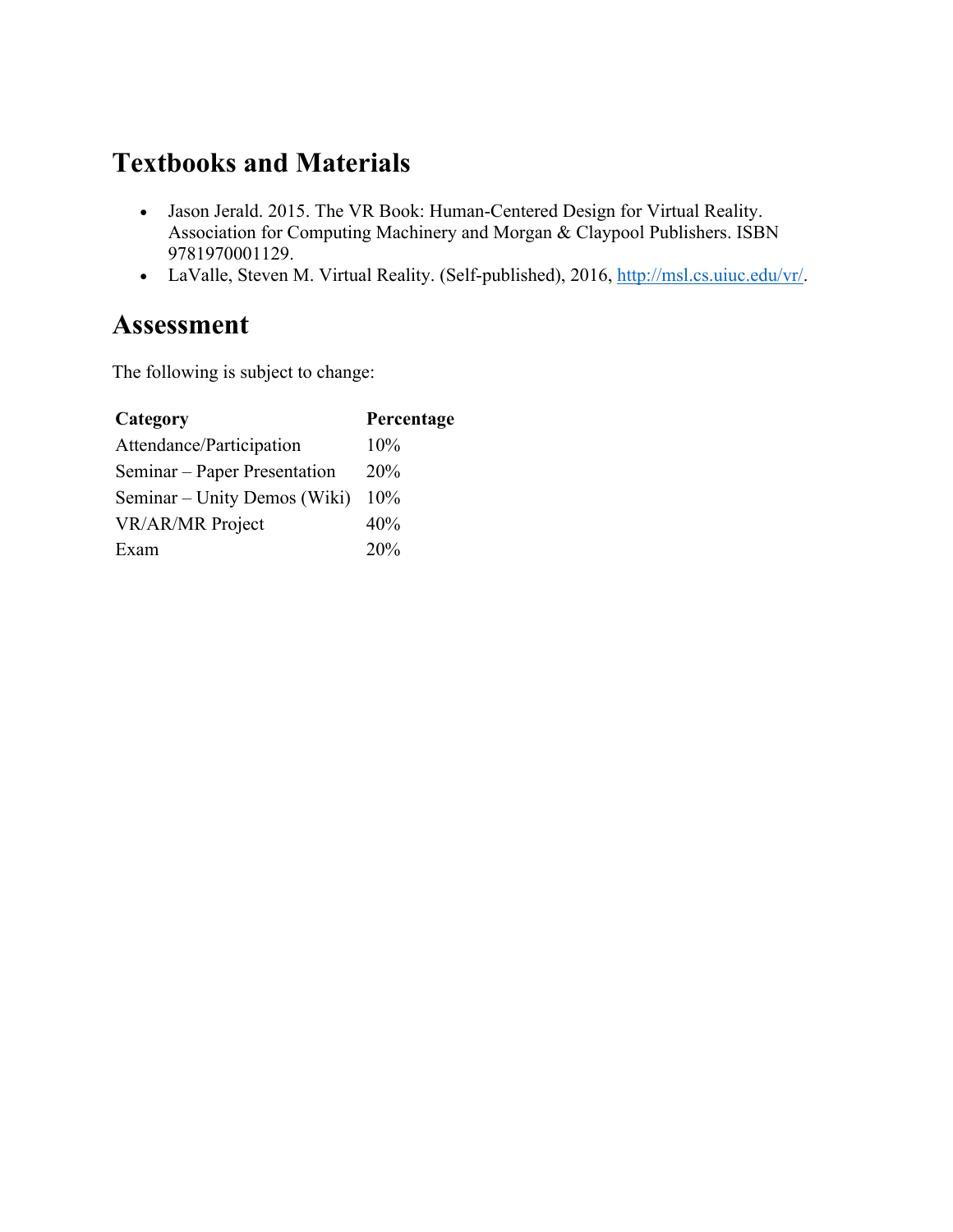## Textbooks and Materials

- Jason Jerald. 2015. The VR Book: Human-Centered Design for Virtual Reality. Association for Computing Machinery and Morgan & Claypool Publishers. ISBN 9781970001129.
- LaValle, Steven M. Virtual Reality. (Self-published), 2016, http://msl.cs.uiuc.edu/vr/.

## Assessment

The following is subject to change:

| Category | Percentage |
|---|---|
| Attendance/Participation | 10% |
| Seminar – Paper Presentation | 20% |
| Seminar – Unity Demos (Wiki) | 10% |
| VR/AR/MR Project | 40% |
| Exam | 20% |